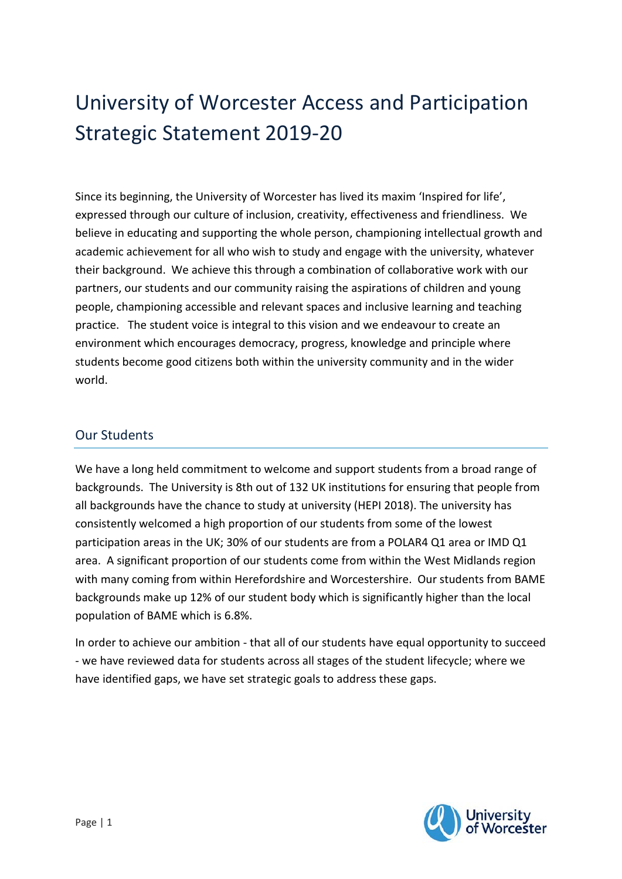# University of Worcester Access and Participation Strategic Statement 2019-20

Since its beginning, the University of Worcester has lived its maxim 'Inspired for life', expressed through our culture of inclusion, creativity, effectiveness and friendliness. We believe in educating and supporting the whole person, championing intellectual growth and academic achievement for all who wish to study and engage with the university, whatever their background. We achieve this through a combination of collaborative work with our partners, our students and our community raising the aspirations of children and young people, championing accessible and relevant spaces and inclusive learning and teaching practice. The student voice is integral to this vision and we endeavour to create an environment which encourages democracy, progress, knowledge and principle where students become good citizens both within the university community and in the wider world.

## Our Students

We have a long held commitment to welcome and support students from a broad range of backgrounds. The University is 8th out of 132 UK institutions for ensuring that people from all backgrounds have the chance to study at university (HEPI 2018). The university has consistently welcomed a high proportion of our students from some of the lowest participation areas in the UK; 30% of our students are from a POLAR4 Q1 area or IMD Q1 area. A significant proportion of our students come from within the West Midlands region with many coming from within Herefordshire and Worcestershire. Our students from BAME backgrounds make up 12% of our student body which is significantly higher than the local population of BAME which is 6.8%.

In order to achieve our ambition - that all of our students have equal opportunity to succeed - we have reviewed data for students across all stages of the student lifecycle; where we have identified gaps, we have set strategic goals to address these gaps.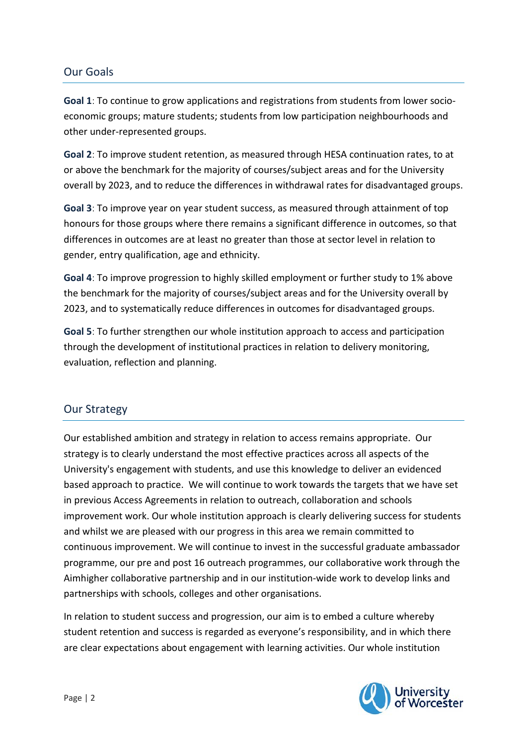## Our Goals

**Goal 1**: To continue to grow applications and registrations from students from lower socio-economic groups; mature students; students from low participation neighbourhoods and other under-represented groups.

**Goal 2**: To improve student retention, as measured through HESA continuation rates, to at or above the benchmark for the majority of courses/subject areas and for the University overall by 2023, and to reduce the differences in withdrawal rates for disadvantaged groups.

**Goal 3**: To improve year on year student success, as measured through attainment of top honours for those groups where there remains a significant difference in outcomes, so that differences in outcomes are at least no greater than those at sector level in relation to gender, entry qualification, age and ethnicity.

**Goal 4**: To improve progression to highly skilled employment or further study to 1% above the benchmark for the majority of courses/subject areas and for the University overall by 2023, and to systematically reduce differences in outcomes for disadvantaged groups.

**Goal 5**: To further strengthen our whole institution approach to access and participation through the development of institutional practices in relation to delivery monitoring, evaluation, reflection and planning.

## Our Strategy

Our established ambition and strategy in relation to access remains appropriate. Our strategy is to clearly understand the most effective practices across all aspects of the University's engagement with students, and use this knowledge to deliver an evidenced based approach to practice. We will continue to work towards the targets that we have set in previous Access Agreements in relation to outreach, collaboration and schools improvement work. Our whole institution approach is clearly delivering success for students and whilst we are pleased with our progress in this area we remain committed to continuous improvement. We will continue to invest in the successful graduate ambassador programme, our pre and post 16 outreach programmes, our collaborative work through the Aimhigher collaborative partnership and in our institution-wide work to develop links and partnerships with schools, colleges and other organisations.

In relation to student success and progression, our aim is to embed a culture whereby student retention and success is regarded as everyone's responsibility, and in which there are clear expectations about engagement with learning activities. Our whole institution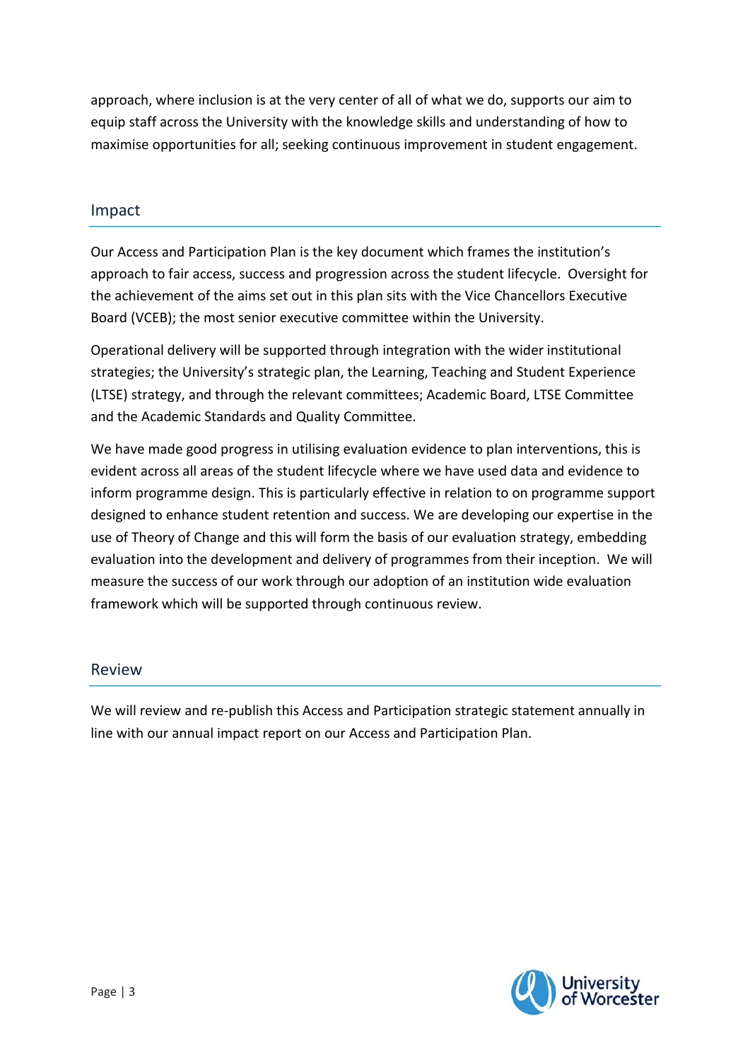approach, where inclusion is at the very center of all of what we do, supports our aim to equip staff across the University with the knowledge skills and understanding of how to maximise opportunities for all; seeking continuous improvement in student engagement.

## Impact

Our Access and Participation Plan is the key document which frames the institution's approach to fair access, success and progression across the student lifecycle. Oversight for the achievement of the aims set out in this plan sits with the Vice Chancellors Executive Board (VCEB); the most senior executive committee within the University.

Operational delivery will be supported through integration with the wider institutional strategies; the University's strategic plan, the Learning, Teaching and Student Experience (LTSE) strategy, and through the relevant committees; Academic Board, LTSE Committee and the Academic Standards and Quality Committee.

We have made good progress in utilising evaluation evidence to plan interventions, this is evident across all areas of the student lifecycle where we have used data and evidence to inform programme design. This is particularly effective in relation to on programme support designed to enhance student retention and success. We are developing our expertise in the use of Theory of Change and this will form the basis of our evaluation strategy, embedding evaluation into the development and delivery of programmes from their inception. We will measure the success of our work through our adoption of an institution wide evaluation framework which will be supported through continuous review.

## Review

We will review and re-publish this Access and Participation strategic statement annually in line with our annual impact report on our Access and Participation Plan.